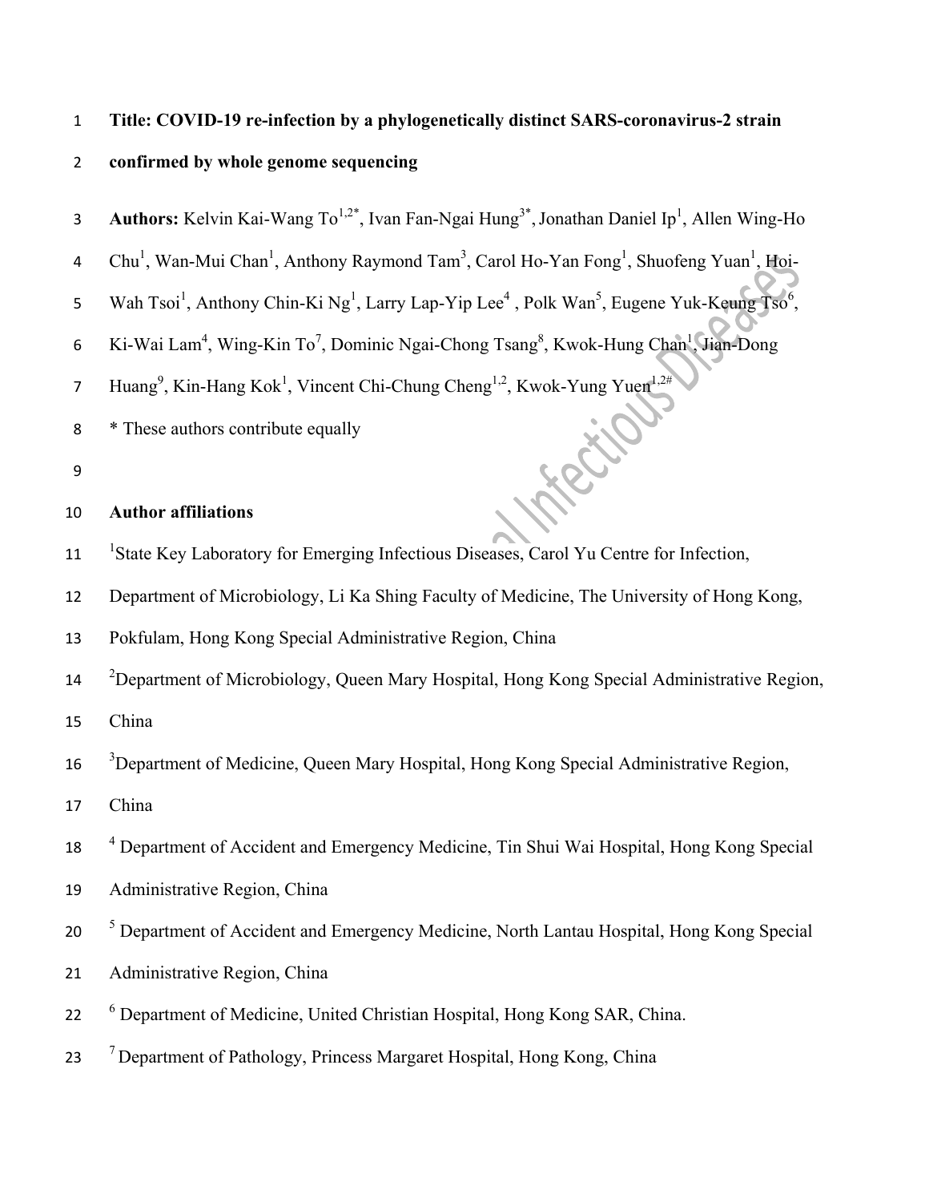**Title: COVID-19 re-infection by a phylogenetically distinct SARS-coronavirus-2 strain confirmed by whole genome sequencing**

**Authors:** Kelvin Kai-Wang To[1,2*], Ivan Fan-Ngai Hung[3*], Jonathan Daniel Ip[1], Allen Wing-Ho Chu[1], Wan-Mui Chan[1], Anthony Raymond Tam[3], Carol Ho-Yan Fong[1], Shuofeng Yuan[1], Hoi-Wah Tsoi[1], Anthony Chin-Ki Ng[1], Larry Lap-Yip Lee[4], Polk Wan[5], Eugene Yuk-Keung Tso[6], Ki-Wai Lam[4], Wing-Kin To[7], Dominic Ngai-Chong Tsang[8], Kwok-Hung Chan[1], Jian-Dong Huang[9], Kin-Hang Kok[1], Vincent Chi-Chung Cheng[1,2], Kwok-Yung Yuen[1,2#]

* These authors contribute equally

**Author affiliations**

[1]State Key Laboratory for Emerging Infectious Diseases, Carol Yu Centre for Infection, Department of Microbiology, Li Ka Shing Faculty of Medicine, The University of Hong Kong, Pokfulam, Hong Kong Special Administrative Region, China

[2]Department of Microbiology, Queen Mary Hospital, Hong Kong Special Administrative Region, China

[3]Department of Medicine, Queen Mary Hospital, Hong Kong Special Administrative Region, China

[4] Department of Accident and Emergency Medicine, Tin Shui Wai Hospital, Hong Kong Special Administrative Region, China

[5] Department of Accident and Emergency Medicine, North Lantau Hospital, Hong Kong Special Administrative Region, China

[6] Department of Medicine, United Christian Hospital, Hong Kong SAR, China.

[7] Department of Pathology, Princess Margaret Hospital, Hong Kong, China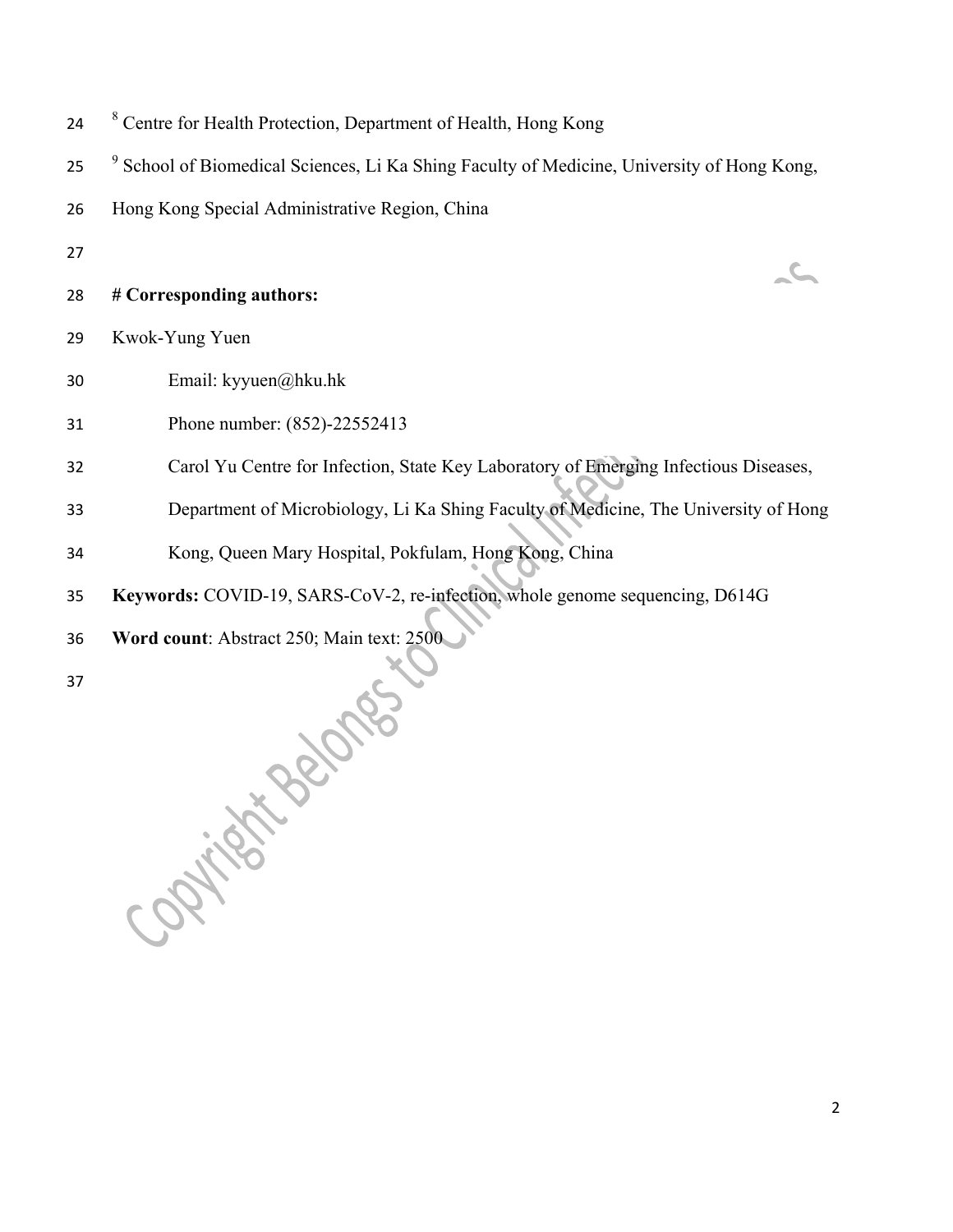[8] Centre for Health Protection, Department of Health, Hong Kong

[9] School of Biomedical Sciences, Li Ka Shing Faculty of Medicine, University of Hong Kong, Hong Kong Special Administrative Region, China

**# Corresponding authors:**

Kwok-Yung Yuen

Email: kyyuen@hku.hk

Phone number: (852)-22552413

Carol Yu Centre for Infection, State Key Laboratory of Emerging Infectious Diseases, Department of Microbiology, Li Ka Shing Faculty of Medicine, The University of Hong Kong, Queen Mary Hospital, Pokfulam, Hong Kong, China

**Keywords:** COVID-19, SARS-CoV-2, re-infection, whole genome sequencing, D614G

**Word count**: Abstract 250; Main text: 2500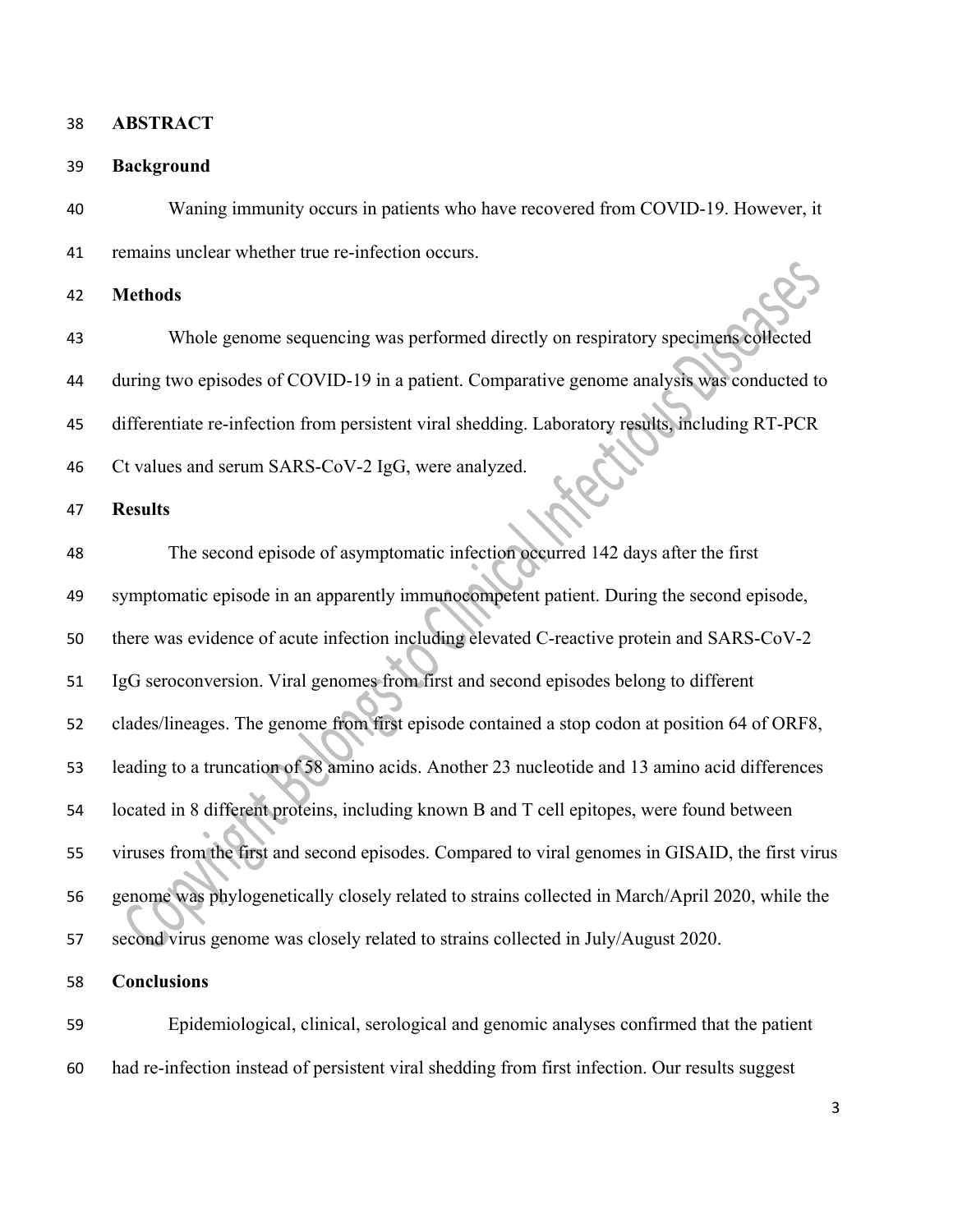## ABSTRACT

### Background

Waning immunity occurs in patients who have recovered from COVID-19. However, it remains unclear whether true re-infection occurs.

### Methods

Whole genome sequencing was performed directly on respiratory specimens collected during two episodes of COVID-19 in a patient. Comparative genome analysis was conducted to differentiate re-infection from persistent viral shedding. Laboratory results, including RT-PCR Ct values and serum SARS-CoV-2 IgG, were analyzed.

### Results

The second episode of asymptomatic infection occurred 142 days after the first symptomatic episode in an apparently immunocompetent patient. During the second episode, there was evidence of acute infection including elevated C-reactive protein and SARS-CoV-2 IgG seroconversion. Viral genomes from first and second episodes belong to different clades/lineages. The genome from first episode contained a stop codon at position 64 of ORF8, leading to a truncation of 58 amino acids. Another 23 nucleotide and 13 amino acid differences located in 8 different proteins, including known B and T cell epitopes, were found between viruses from the first and second episodes. Compared to viral genomes in GISAID, the first virus genome was phylogenetically closely related to strains collected in March/April 2020, while the second virus genome was closely related to strains collected in July/August 2020.

### Conclusions

Epidemiological, clinical, serological and genomic analyses confirmed that the patient had re-infection instead of persistent viral shedding from first infection. Our results suggest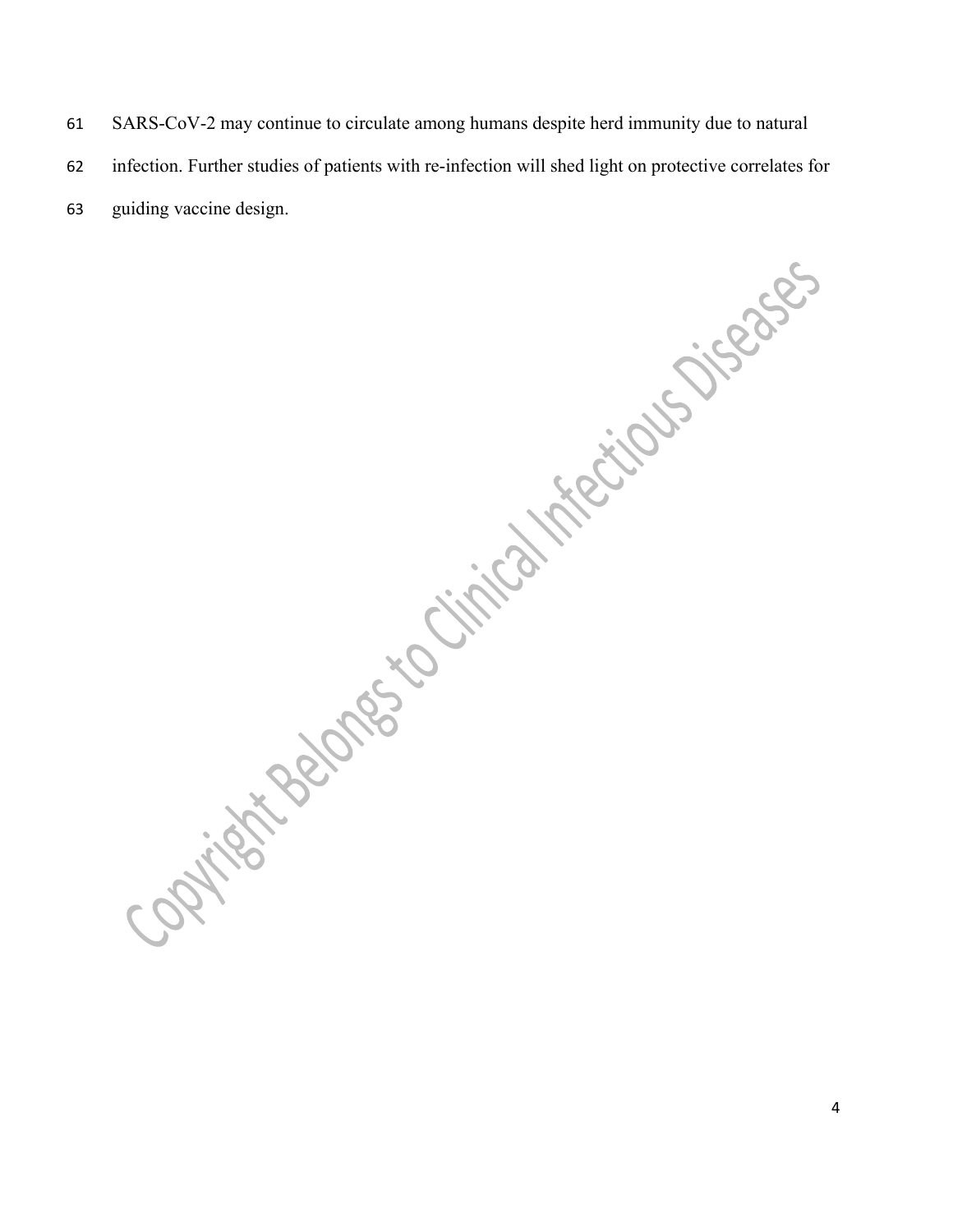SARS-CoV-2 may continue to circulate among humans despite herd immunity due to natural infection. Further studies of patients with re-infection will shed light on protective correlates for guiding vaccine design.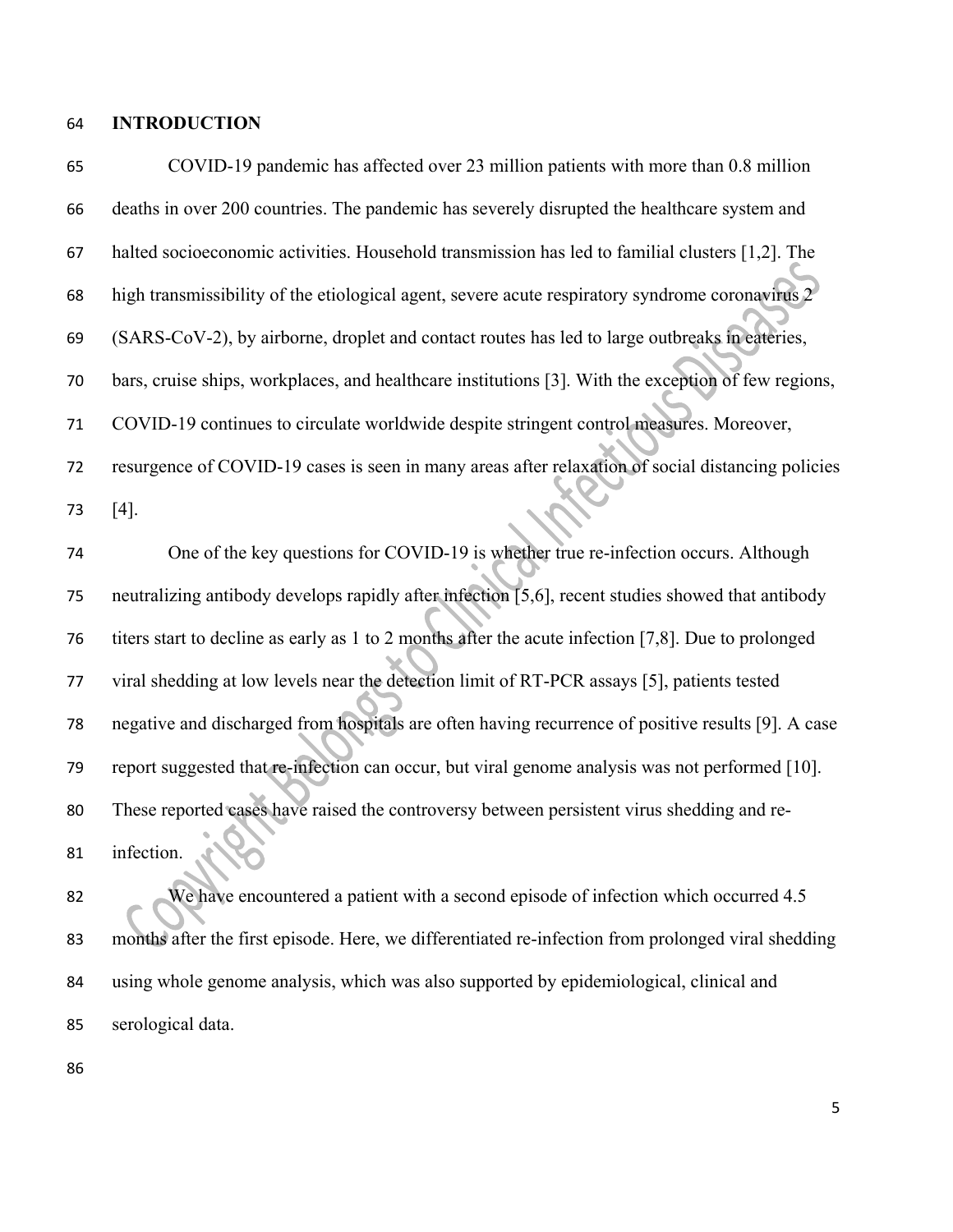## INTRODUCTION

COVID-19 pandemic has affected over 23 million patients with more than 0.8 million deaths in over 200 countries. The pandemic has severely disrupted the healthcare system and halted socioeconomic activities. Household transmission has led to familial clusters [1,2]. The high transmissibility of the etiological agent, severe acute respiratory syndrome coronavirus 2 (SARS-CoV-2), by airborne, droplet and contact routes has led to large outbreaks in eateries, bars, cruise ships, workplaces, and healthcare institutions [3]. With the exception of few regions, COVID-19 continues to circulate worldwide despite stringent control measures. Moreover, resurgence of COVID-19 cases is seen in many areas after relaxation of social distancing policies [4].

One of the key questions for COVID-19 is whether true re-infection occurs. Although neutralizing antibody develops rapidly after infection [5,6], recent studies showed that antibody titers start to decline as early as 1 to 2 months after the acute infection [7,8]. Due to prolonged viral shedding at low levels near the detection limit of RT-PCR assays [5], patients tested negative and discharged from hospitals are often having recurrence of positive results [9]. A case report suggested that re-infection can occur, but viral genome analysis was not performed [10]. These reported cases have raised the controversy between persistent virus shedding and re-infection.

We have encountered a patient with a second episode of infection which occurred 4.5 months after the first episode. Here, we differentiated re-infection from prolonged viral shedding using whole genome analysis, which was also supported by epidemiological, clinical and serological data.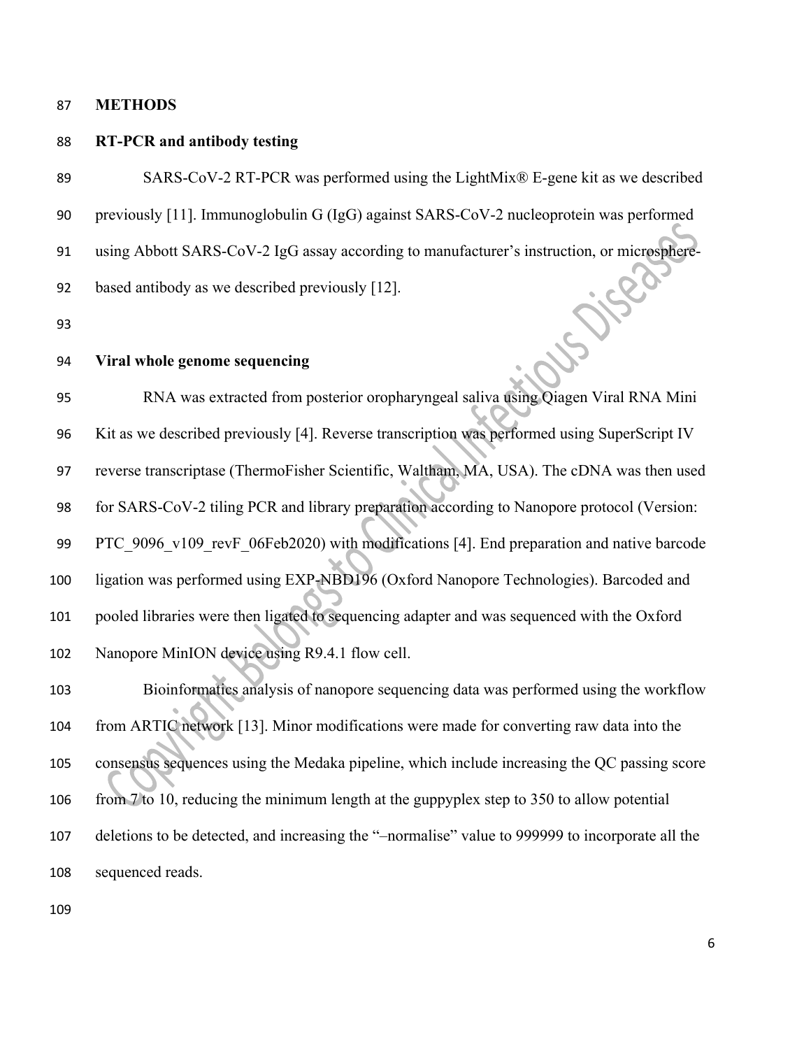## METHODS

### RT-PCR and antibody testing

SARS-CoV-2 RT-PCR was performed using the LightMix® E-gene kit as we described previously [11]. Immunoglobulin G (IgG) against SARS-CoV-2 nucleoprotein was performed using Abbott SARS-CoV-2 IgG assay according to manufacturer's instruction, or microsphere-based antibody as we described previously [12].

### Viral whole genome sequencing

RNA was extracted from posterior oropharyngeal saliva using Qiagen Viral RNA Mini Kit as we described previously [4]. Reverse transcription was performed using SuperScript IV reverse transcriptase (ThermoFisher Scientific, Waltham, MA, USA). The cDNA was then used for SARS-CoV-2 tiling PCR and library preparation according to Nanopore protocol (Version: PTC_9096_v109_revF_06Feb2020) with modifications [4]. End preparation and native barcode ligation was performed using EXP-NBD196 (Oxford Nanopore Technologies). Barcoded and pooled libraries were then ligated to sequencing adapter and was sequenced with the Oxford Nanopore MinION device using R9.4.1 flow cell.

Bioinformatics analysis of nanopore sequencing data was performed using the workflow from ARTIC network [13]. Minor modifications were made for converting raw data into the consensus sequences using the Medaka pipeline, which include increasing the QC passing score from 7 to 10, reducing the minimum length at the guppyplex step to 350 to allow potential deletions to be detected, and increasing the "–normalise" value to 999999 to incorporate all the sequenced reads.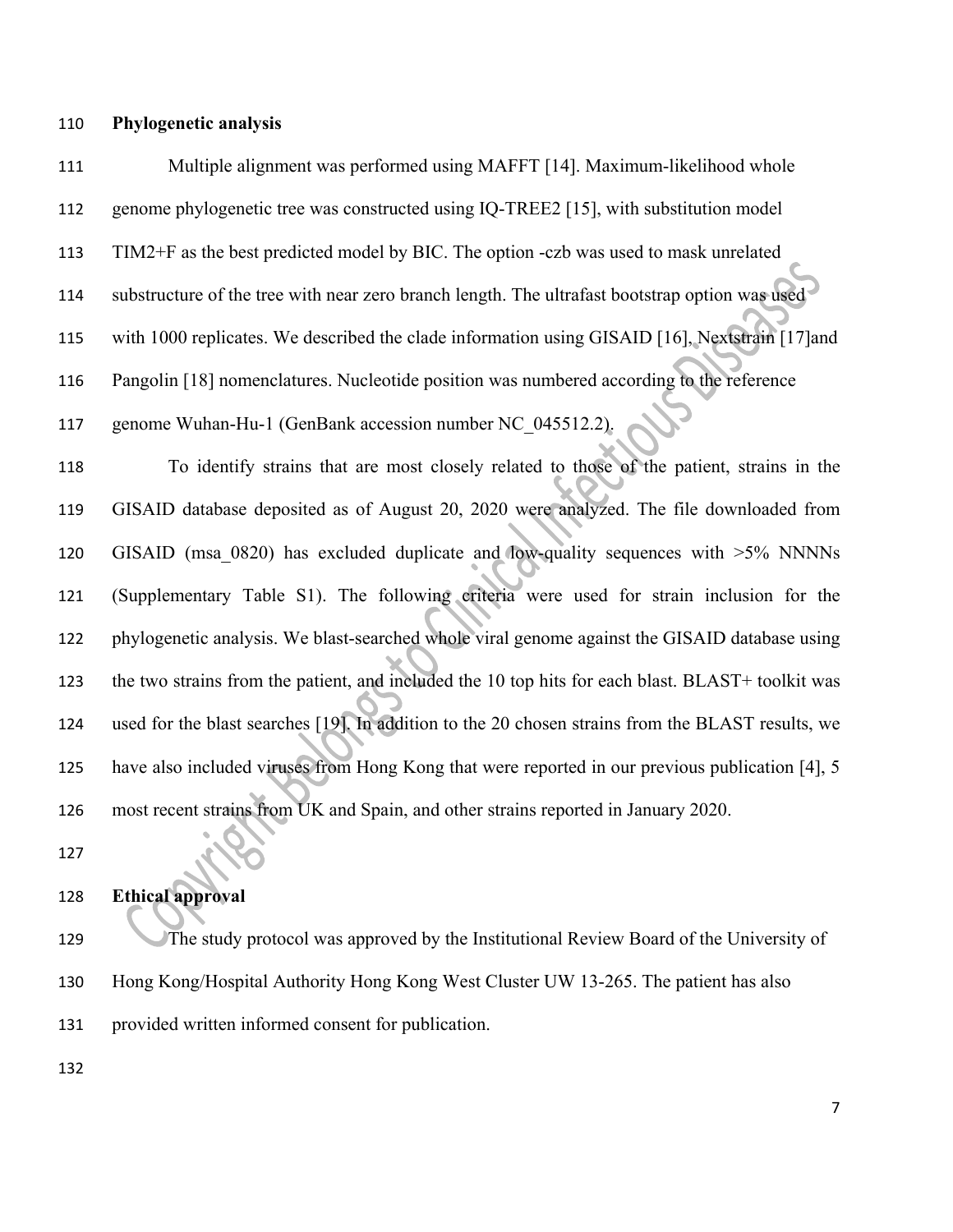**Phylogenetic analysis**

Multiple alignment was performed using MAFFT [14]. Maximum-likelihood whole genome phylogenetic tree was constructed using IQ-TREE2 [15], with substitution model TIM2+F as the best predicted model by BIC. The option -czb was used to mask unrelated substructure of the tree with near zero branch length. The ultrafast bootstrap option was used with 1000 replicates. We described the clade information using GISAID [16], Nextstrain [17]and Pangolin [18] nomenclatures. Nucleotide position was numbered according to the reference genome Wuhan-Hu-1 (GenBank accession number NC_045512.2).

To identify strains that are most closely related to those of the patient, strains in the GISAID database deposited as of August 20, 2020 were analyzed. The file downloaded from GISAID (msa_0820) has excluded duplicate and low-quality sequences with >5% NNNNs (Supplementary Table S1). The following criteria were used for strain inclusion for the phylogenetic analysis. We blast-searched whole viral genome against the GISAID database using the two strains from the patient, and included the 10 top hits for each blast. BLAST+ toolkit was used for the blast searches [19]. In addition to the 20 chosen strains from the BLAST results, we have also included viruses from Hong Kong that were reported in our previous publication [4], 5 most recent strains from UK and Spain, and other strains reported in January 2020.

**Ethical approval**

The study protocol was approved by the Institutional Review Board of the University of Hong Kong/Hospital Authority Hong Kong West Cluster UW 13-265. The patient has also provided written informed consent for publication.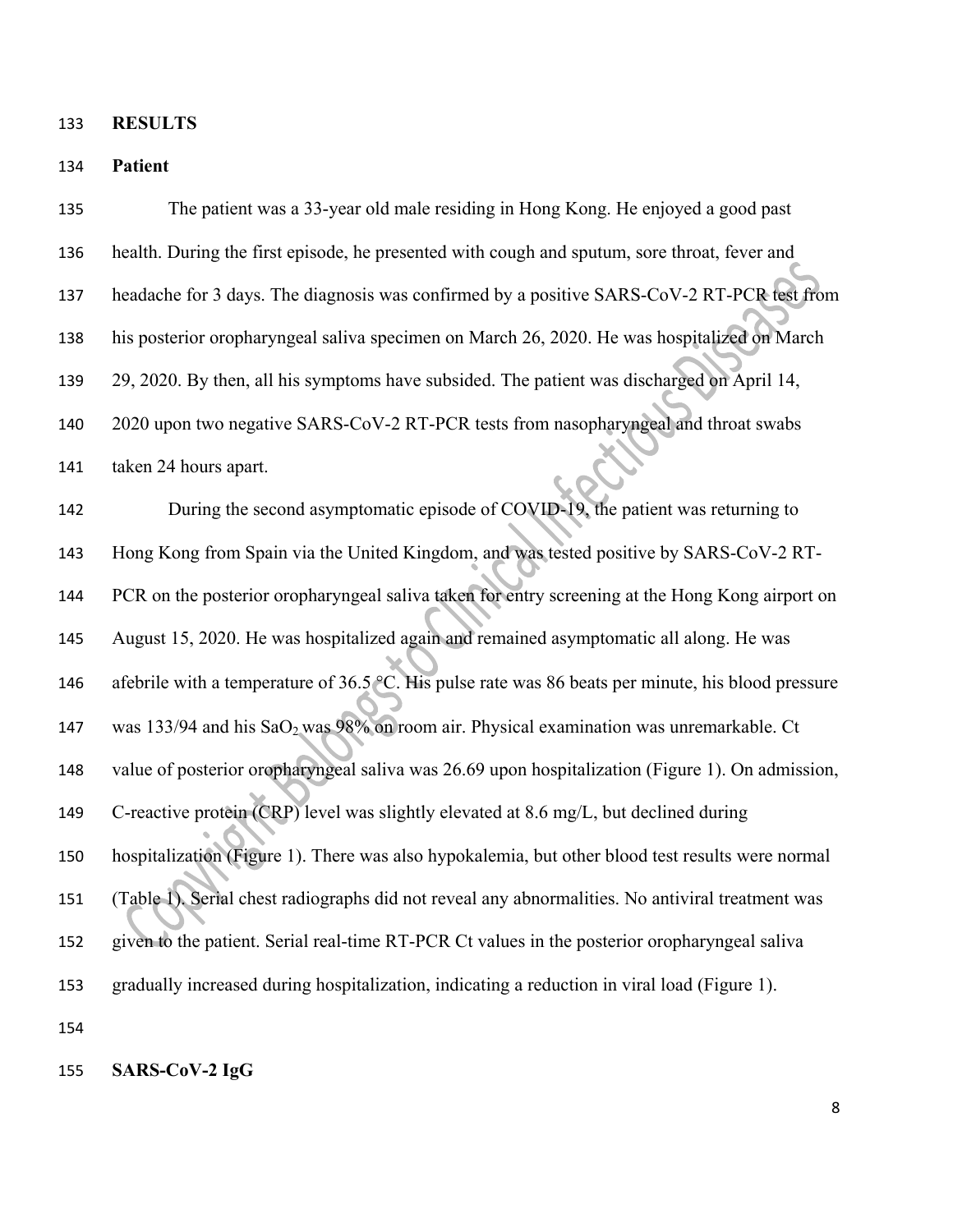## RESULTS

### Patient

The patient was a 33-year old male residing in Hong Kong. He enjoyed a good past health. During the first episode, he presented with cough and sputum, sore throat, fever and headache for 3 days. The diagnosis was confirmed by a positive SARS-CoV-2 RT-PCR test from his posterior oropharyngeal saliva specimen on March 26, 2020. He was hospitalized on March 29, 2020. By then, all his symptoms have subsided. The patient was discharged on April 14, 2020 upon two negative SARS-CoV-2 RT-PCR tests from nasopharyngeal and throat swabs taken 24 hours apart.

During the second asymptomatic episode of COVID-19, the patient was returning to Hong Kong from Spain via the United Kingdom, and was tested positive by SARS-CoV-2 RT-PCR on the posterior oropharyngeal saliva taken for entry screening at the Hong Kong airport on August 15, 2020. He was hospitalized again and remained asymptomatic all along. He was afebrile with a temperature of 36.5 °C. His pulse rate was 86 beats per minute, his blood pressure was 133/94 and his $SaO_2$ was 98% on room air. Physical examination was unremarkable. Ct value of posterior oropharyngeal saliva was 26.69 upon hospitalization (Figure 1). On admission, C-reactive protein (CRP) level was slightly elevated at 8.6 mg/L, but declined during hospitalization (Figure 1). There was also hypokalemia, but other blood test results were normal (Table 1). Serial chest radiographs did not reveal any abnormalities. No antiviral treatment was given to the patient. Serial real-time RT-PCR Ct values in the posterior oropharyngeal saliva gradually increased during hospitalization, indicating a reduction in viral load (Figure 1).

### SARS-CoV-2 IgG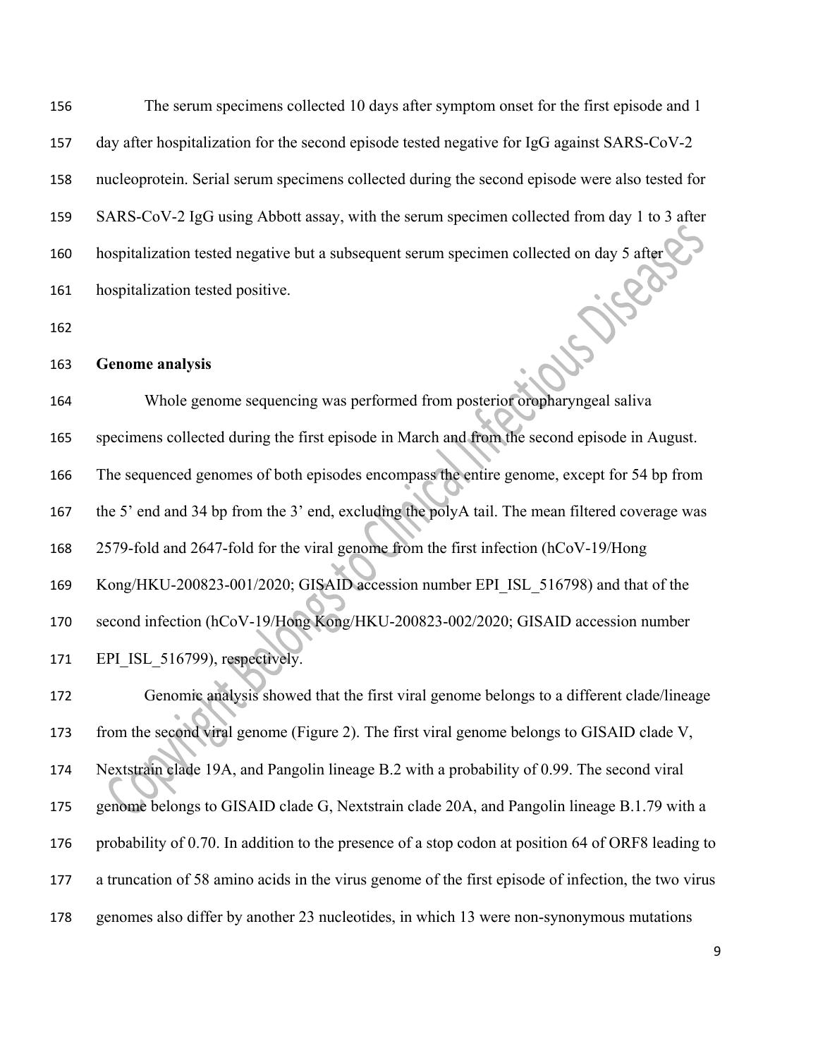The serum specimens collected 10 days after symptom onset for the first episode and 1 day after hospitalization for the second episode tested negative for IgG against SARS-CoV-2 nucleoprotein. Serial serum specimens collected during the second episode were also tested for SARS-CoV-2 IgG using Abbott assay, with the serum specimen collected from day 1 to 3 after hospitalization tested negative but a subsequent serum specimen collected on day 5 after hospitalization tested positive.

**Genome analysis**

Whole genome sequencing was performed from posterior oropharyngeal saliva specimens collected during the first episode in March and from the second episode in August. The sequenced genomes of both episodes encompass the entire genome, except for 54 bp from the 5' end and 34 bp from the 3' end, excluding the polyA tail. The mean filtered coverage was 2579-fold and 2647-fold for the viral genome from the first infection (hCoV-19/Hong Kong/HKU-200823-001/2020; GISAID accession number EPI_ISL_516798) and that of the second infection (hCoV-19/Hong Kong/HKU-200823-002/2020; GISAID accession number EPI_ISL_516799), respectively.

Genomic analysis showed that the first viral genome belongs to a different clade/lineage from the second viral genome (Figure 2). The first viral genome belongs to GISAID clade V, Nextstrain clade 19A, and Pangolin lineage B.2 with a probability of 0.99. The second viral genome belongs to GISAID clade G, Nextstrain clade 20A, and Pangolin lineage B.1.79 with a probability of 0.70. In addition to the presence of a stop codon at position 64 of ORF8 leading to a truncation of 58 amino acids in the virus genome of the first episode of infection, the two virus genomes also differ by another 23 nucleotides, in which 13 were non-synonymous mutations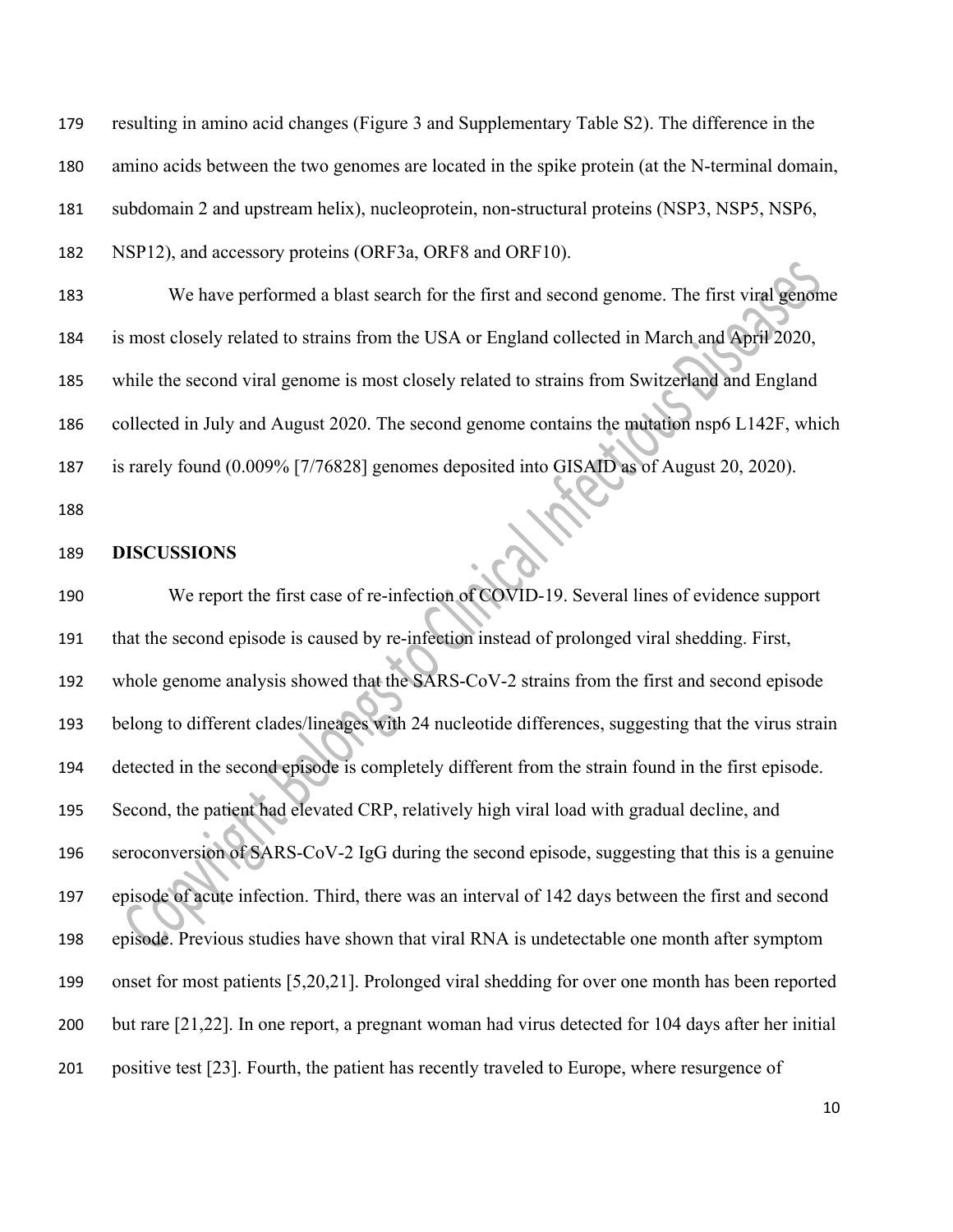resulting in amino acid changes (Figure 3 and Supplementary Table S2). The difference in the amino acids between the two genomes are located in the spike protein (at the N-terminal domain, subdomain 2 and upstream helix), nucleoprotein, non-structural proteins (NSP3, NSP5, NSP6, NSP12), and accessory proteins (ORF3a, ORF8 and ORF10).

We have performed a blast search for the first and second genome. The first viral genome is most closely related to strains from the USA or England collected in March and April 2020, while the second viral genome is most closely related to strains from Switzerland and England collected in July and August 2020. The second genome contains the mutation nsp6 L142F, which is rarely found (0.009% [7/76828] genomes deposited into GISAID as of August 20, 2020).

## DISCUSSIONS

We report the first case of re-infection of COVID-19. Several lines of evidence support that the second episode is caused by re-infection instead of prolonged viral shedding. First, whole genome analysis showed that the SARS-CoV-2 strains from the first and second episode belong to different clades/lineages with 24 nucleotide differences, suggesting that the virus strain detected in the second episode is completely different from the strain found in the first episode. Second, the patient had elevated CRP, relatively high viral load with gradual decline, and seroconversion of SARS-CoV-2 IgG during the second episode, suggesting that this is a genuine episode of acute infection. Third, there was an interval of 142 days between the first and second episode. Previous studies have shown that viral RNA is undetectable one month after symptom onset for most patients [5,20,21]. Prolonged viral shedding for over one month has been reported but rare [21,22]. In one report, a pregnant woman had virus detected for 104 days after her initial positive test [23]. Fourth, the patient has recently traveled to Europe, where resurgence of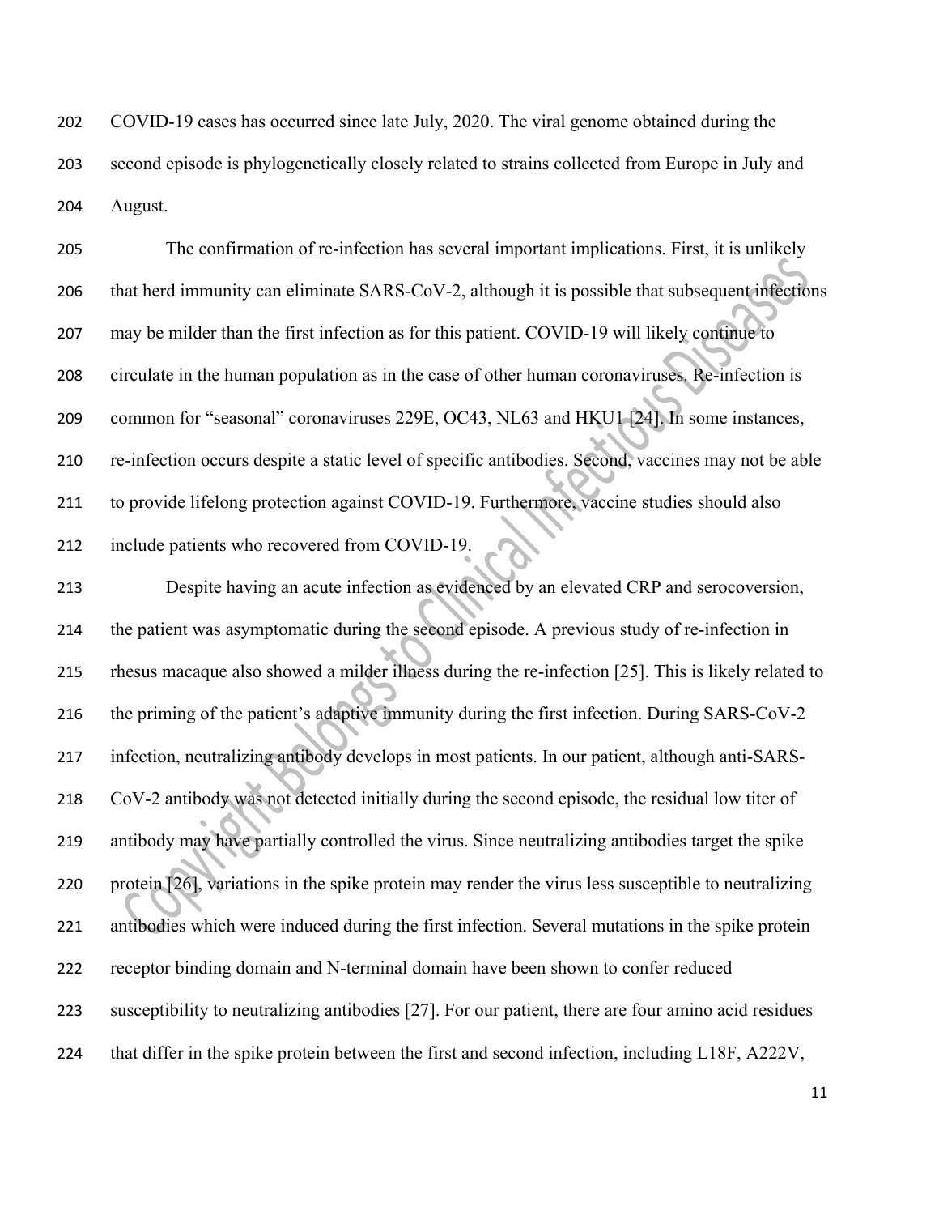COVID-19 cases has occurred since late July, 2020. The viral genome obtained during the second episode is phylogenetically closely related to strains collected from Europe in July and August.

The confirmation of re-infection has several important implications. First, it is unlikely that herd immunity can eliminate SARS-CoV-2, although it is possible that subsequent infections may be milder than the first infection as for this patient. COVID-19 will likely continue to circulate in the human population as in the case of other human coronaviruses. Re-infection is common for "seasonal" coronaviruses 229E, OC43, NL63 and HKU1 [24]. In some instances, re-infection occurs despite a static level of specific antibodies. Second, vaccines may not be able to provide lifelong protection against COVID-19. Furthermore, vaccine studies should also include patients who recovered from COVID-19.

Despite having an acute infection as evidenced by an elevated CRP and serocoversion, the patient was asymptomatic during the second episode. A previous study of re-infection in rhesus macaque also showed a milder illness during the re-infection [25]. This is likely related to the priming of the patient's adaptive immunity during the first infection. During SARS-CoV-2 infection, neutralizing antibody develops in most patients. In our patient, although anti-SARS-CoV-2 antibody was not detected initially during the second episode, the residual low titer of antibody may have partially controlled the virus. Since neutralizing antibodies target the spike protein [26], variations in the spike protein may render the virus less susceptible to neutralizing antibodies which were induced during the first infection. Several mutations in the spike protein receptor binding domain and N-terminal domain have been shown to confer reduced susceptibility to neutralizing antibodies [27]. For our patient, there are four amino acid residues that differ in the spike protein between the first and second infection, including L18F, A222V,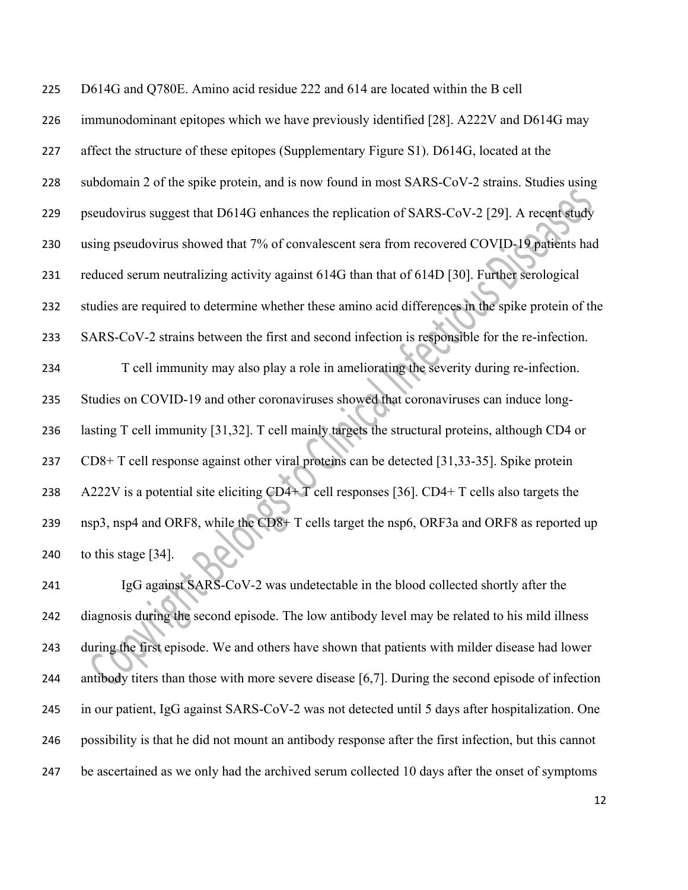D614G and Q780E. Amino acid residue 222 and 614 are located within the B cell immunodominant epitopes which we have previously identified [28]. A222V and D614G may affect the structure of these epitopes (Supplementary Figure S1). D614G, located at the subdomain 2 of the spike protein, and is now found in most SARS-CoV-2 strains. Studies using pseudovirus suggest that D614G enhances the replication of SARS-CoV-2 [29]. A recent study using pseudovirus showed that 7% of convalescent sera from recovered COVID-19 patients had reduced serum neutralizing activity against 614G than that of 614D [30]. Further serological studies are required to determine whether these amino acid differences in the spike protein of the SARS-CoV-2 strains between the first and second infection is responsible for the re-infection.

T cell immunity may also play a role in ameliorating the severity during re-infection. Studies on COVID-19 and other coronaviruses showed that coronaviruses can induce long-lasting T cell immunity [31,32]. T cell mainly targets the structural proteins, although CD4 or CD8+ T cell response against other viral proteins can be detected [31,33-35]. Spike protein A222V is a potential site eliciting CD4+ T cell responses [36]. CD4+ T cells also targets the nsp3, nsp4 and ORF8, while the CD8+ T cells target the nsp6, ORF3a and ORF8 as reported up to this stage [34].

IgG against SARS-CoV-2 was undetectable in the blood collected shortly after the diagnosis during the second episode. The low antibody level may be related to his mild illness during the first episode. We and others have shown that patients with milder disease had lower antibody titers than those with more severe disease [6,7]. During the second episode of infection in our patient, IgG against SARS-CoV-2 was not detected until 5 days after hospitalization. One possibility is that he did not mount an antibody response after the first infection, but this cannot be ascertained as we only had the archived serum collected 10 days after the onset of symptoms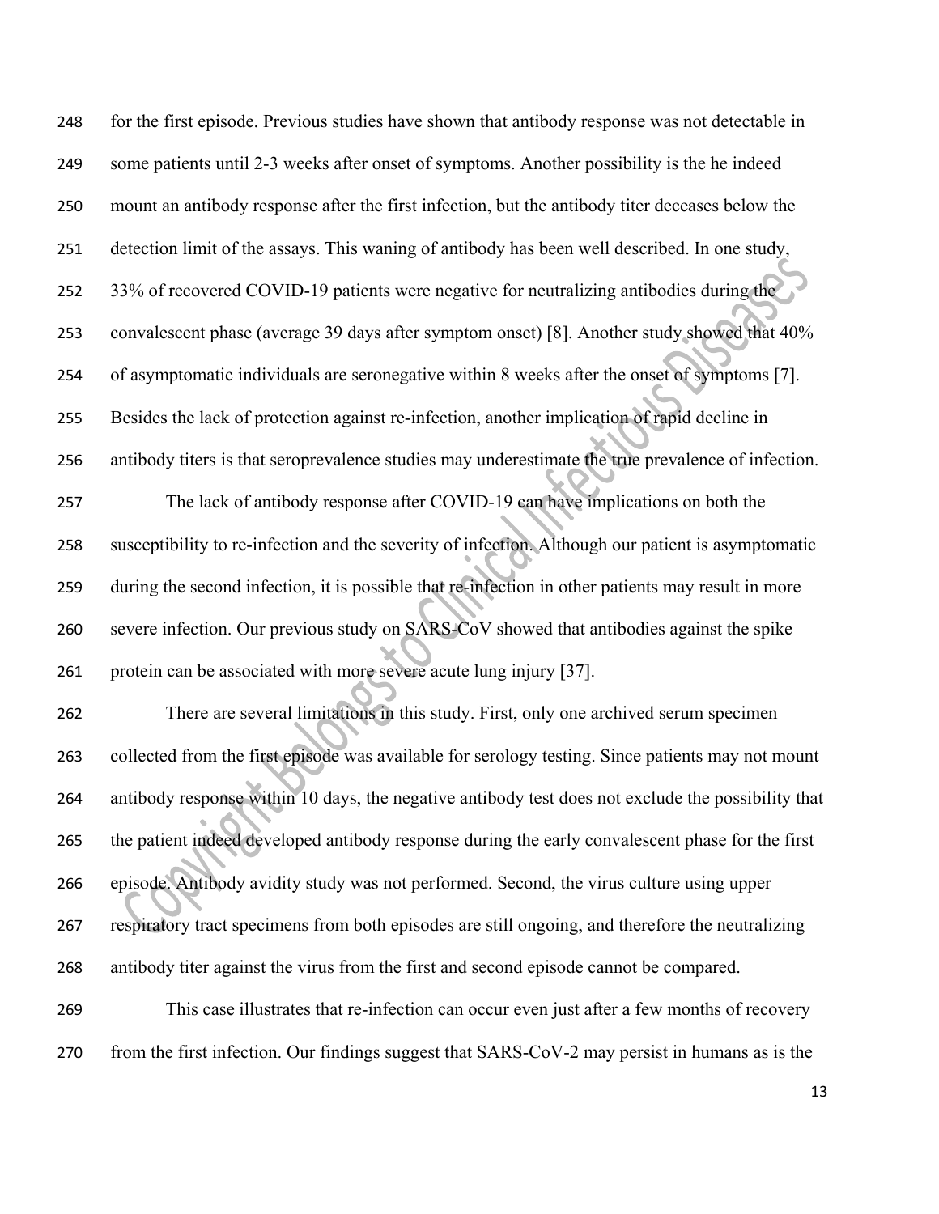for the first episode. Previous studies have shown that antibody response was not detectable in some patients until 2-3 weeks after onset of symptoms. Another possibility is the he indeed mount an antibody response after the first infection, but the antibody titer deceases below the detection limit of the assays. This waning of antibody has been well described. In one study, 33% of recovered COVID-19 patients were negative for neutralizing antibodies during the convalescent phase (average 39 days after symptom onset) [8]. Another study showed that 40% of asymptomatic individuals are seronegative within 8 weeks after the onset of symptoms [7]. Besides the lack of protection against re-infection, another implication of rapid decline in antibody titers is that seroprevalence studies may underestimate the true prevalence of infection.

The lack of antibody response after COVID-19 can have implications on both the susceptibility to re-infection and the severity of infection. Although our patient is asymptomatic during the second infection, it is possible that re-infection in other patients may result in more severe infection. Our previous study on SARS-CoV showed that antibodies against the spike protein can be associated with more severe acute lung injury [37].

There are several limitations in this study. First, only one archived serum specimen collected from the first episode was available for serology testing. Since patients may not mount antibody response within 10 days, the negative antibody test does not exclude the possibility that the patient indeed developed antibody response during the early convalescent phase for the first episode. Antibody avidity study was not performed. Second, the virus culture using upper respiratory tract specimens from both episodes are still ongoing, and therefore the neutralizing antibody titer against the virus from the first and second episode cannot be compared.

This case illustrates that re-infection can occur even just after a few months of recovery from the first infection. Our findings suggest that SARS-CoV-2 may persist in humans as is the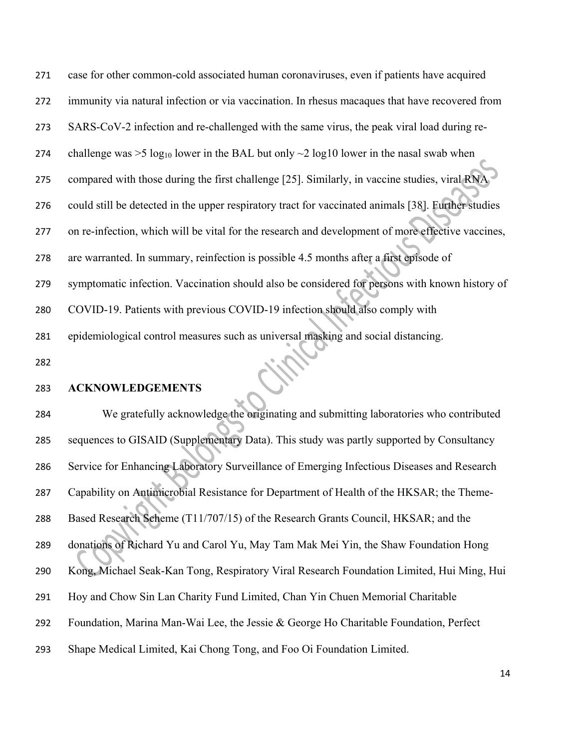case for other common-cold associated human coronaviruses, even if patients have acquired immunity via natural infection or via vaccination. In rhesus macaques that have recovered from SARS-CoV-2 infection and re-challenged with the same virus, the peak viral load during re-challenge was >5 $\log_{10}$ lower in the BAL but only ~2 log10 lower in the nasal swab when compared with those during the first challenge [25]. Similarly, in vaccine studies, viral RNA could still be detected in the upper respiratory tract for vaccinated animals [38]. Further studies on re-infection, which will be vital for the research and development of more effective vaccines, are warranted. In summary, reinfection is possible 4.5 months after a first episode of symptomatic infection. Vaccination should also be considered for persons with known history of COVID-19. Patients with previous COVID-19 infection should also comply with epidemiological control measures such as universal masking and social distancing.

## ACKNOWLEDGEMENTS

We gratefully acknowledge the originating and submitting laboratories who contributed sequences to GISAID (Supplementary Data). This study was partly supported by Consultancy Service for Enhancing Laboratory Surveillance of Emerging Infectious Diseases and Research Capability on Antimicrobial Resistance for Department of Health of the HKSAR; the Theme-Based Research Scheme (T11/707/15) of the Research Grants Council, HKSAR; and the donations of Richard Yu and Carol Yu, May Tam Mak Mei Yin, the Shaw Foundation Hong Kong, Michael Seak-Kan Tong, Respiratory Viral Research Foundation Limited, Hui Ming, Hui Hoy and Chow Sin Lan Charity Fund Limited, Chan Yin Chuen Memorial Charitable Foundation, Marina Man-Wai Lee, the Jessie & George Ho Charitable Foundation, Perfect Shape Medical Limited, Kai Chong Tong, and Foo Oi Foundation Limited.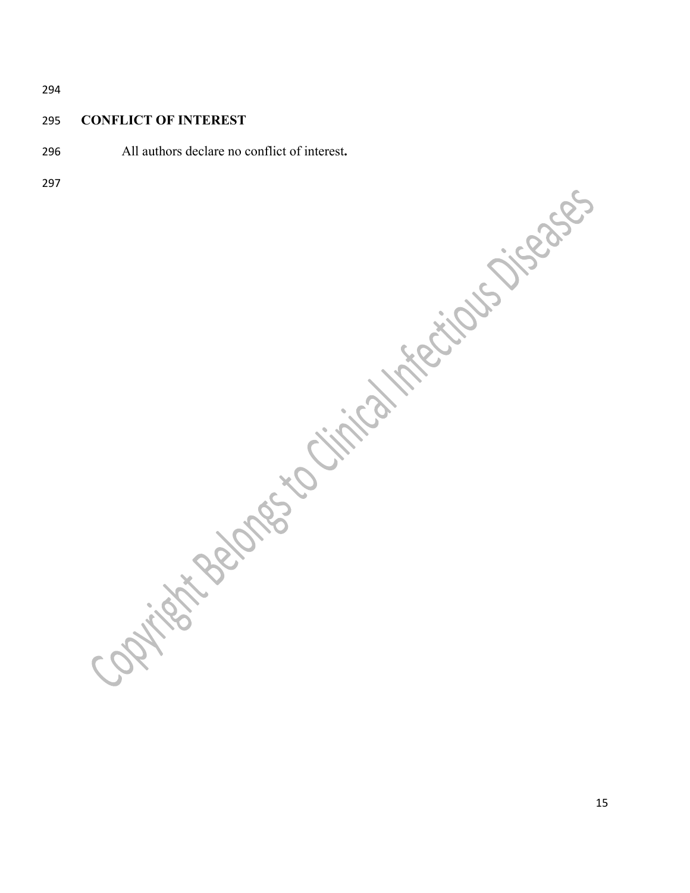## CONFLICT OF INTEREST

All authors declare no conflict of interest.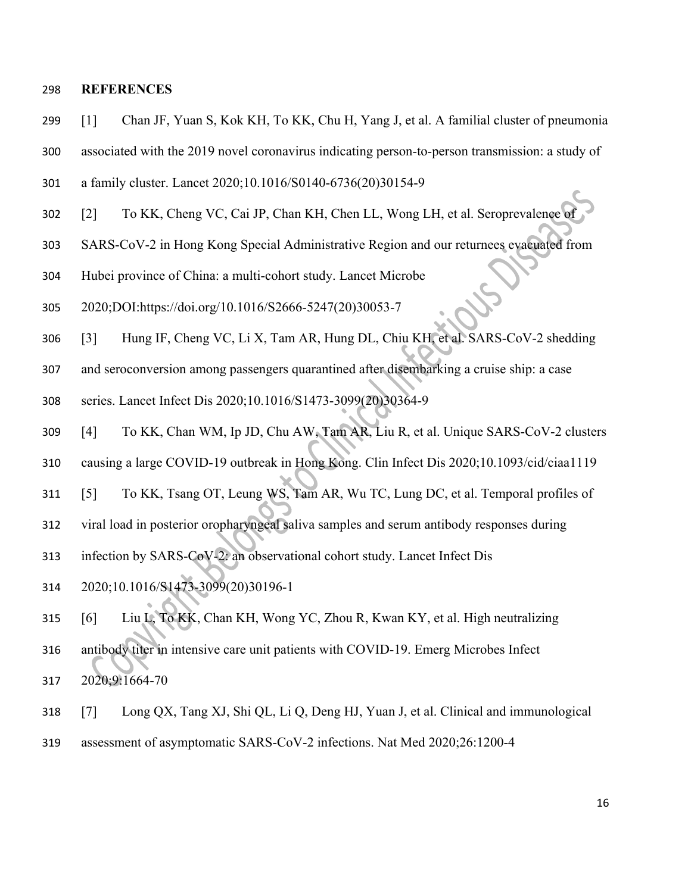## REFERENCES

[1] Chan JF, Yuan S, Kok KH, To KK, Chu H, Yang J, et al. A familial cluster of pneumonia associated with the 2019 novel coronavirus indicating person-to-person transmission: a study of a family cluster. Lancet 2020;10.1016/S0140-6736(20)30154-9

[2] To KK, Cheng VC, Cai JP, Chan KH, Chen LL, Wong LH, et al. Seroprevalence of SARS-CoV-2 in Hong Kong Special Administrative Region and our returnees evacuated from Hubei province of China: a multi-cohort study. Lancet Microbe 2020;DOI:https://doi.org/10.1016/S2666-5247(20)30053-7

[3] Hung IF, Cheng VC, Li X, Tam AR, Hung DL, Chiu KH, et al. SARS-CoV-2 shedding and seroconversion among passengers quarantined after disembarking a cruise ship: a case series. Lancet Infect Dis 2020;10.1016/S1473-3099(20)30364-9

[4] To KK, Chan WM, Ip JD, Chu AW, Tam AR, Liu R, et al. Unique SARS-CoV-2 clusters causing a large COVID-19 outbreak in Hong Kong. Clin Infect Dis 2020;10.1093/cid/ciaa1119

[5] To KK, Tsang OT, Leung WS, Tam AR, Wu TC, Lung DC, et al. Temporal profiles of viral load in posterior oropharyngeal saliva samples and serum antibody responses during infection by SARS-CoV-2: an observational cohort study. Lancet Infect Dis 2020;10.1016/S1473-3099(20)30196-1

[6] Liu L, To KK, Chan KH, Wong YC, Zhou R, Kwan KY, et al. High neutralizing antibody titer in intensive care unit patients with COVID-19. Emerg Microbes Infect 2020;9:1664-70

[7] Long QX, Tang XJ, Shi QL, Li Q, Deng HJ, Yuan J, et al. Clinical and immunological assessment of asymptomatic SARS-CoV-2 infections. Nat Med 2020;26:1200-4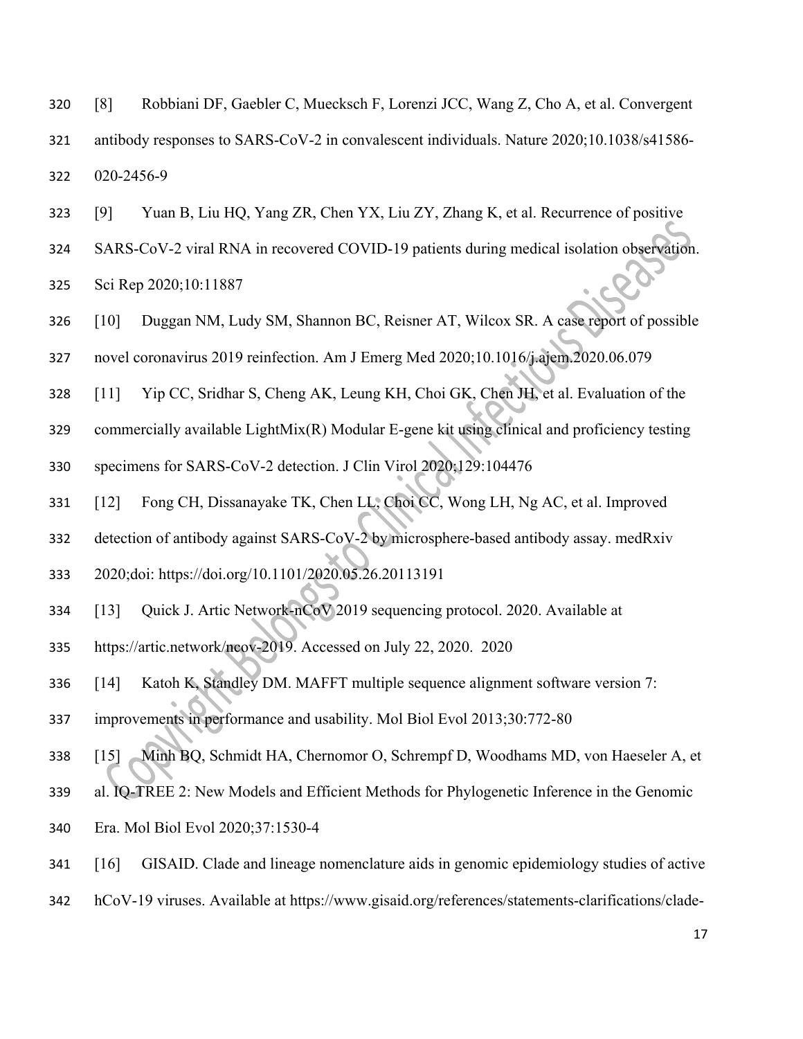[8] Robbiani DF, Gaebler C, Muecksch F, Lorenzi JCC, Wang Z, Cho A, et al. Convergent antibody responses to SARS-CoV-2 in convalescent individuals. Nature 2020;10.1038/s41586-020-2456-9

[9] Yuan B, Liu HQ, Yang ZR, Chen YX, Liu ZY, Zhang K, et al. Recurrence of positive SARS-CoV-2 viral RNA in recovered COVID-19 patients during medical isolation observation. Sci Rep 2020;10:11887

[10] Duggan NM, Ludy SM, Shannon BC, Reisner AT, Wilcox SR. A case report of possible novel coronavirus 2019 reinfection. Am J Emerg Med 2020;10.1016/j.ajem.2020.06.079

[11] Yip CC, Sridhar S, Cheng AK, Leung KH, Choi GK, Chen JH, et al. Evaluation of the commercially available LightMix(R) Modular E-gene kit using clinical and proficiency testing specimens for SARS-CoV-2 detection. J Clin Virol 2020;129:104476

[12] Fong CH, Dissanayake TK, Chen LL, Choi CC, Wong LH, Ng AC, et al. Improved detection of antibody against SARS-CoV-2 by microsphere-based antibody assay. medRxiv 2020;doi: https://doi.org/10.1101/2020.05.26.20113191

[13] Quick J. Artic Network-nCoV 2019 sequencing protocol. 2020. Available at https://artic.network/ncov-2019. Accessed on July 22, 2020. 2020

[14] Katoh K, Standley DM. MAFFT multiple sequence alignment software version 7: improvements in performance and usability. Mol Biol Evol 2013;30:772-80

[15] Minh BQ, Schmidt HA, Chernomor O, Schrempf D, Woodhams MD, von Haeseler A, et al. IQ-TREE 2: New Models and Efficient Methods for Phylogenetic Inference in the Genomic Era. Mol Biol Evol 2020;37:1530-4

[16] GISAID. Clade and lineage nomenclature aids in genomic epidemiology studies of active hCoV-19 viruses. Available at https://www.gisaid.org/references/statements-clarifications/clade-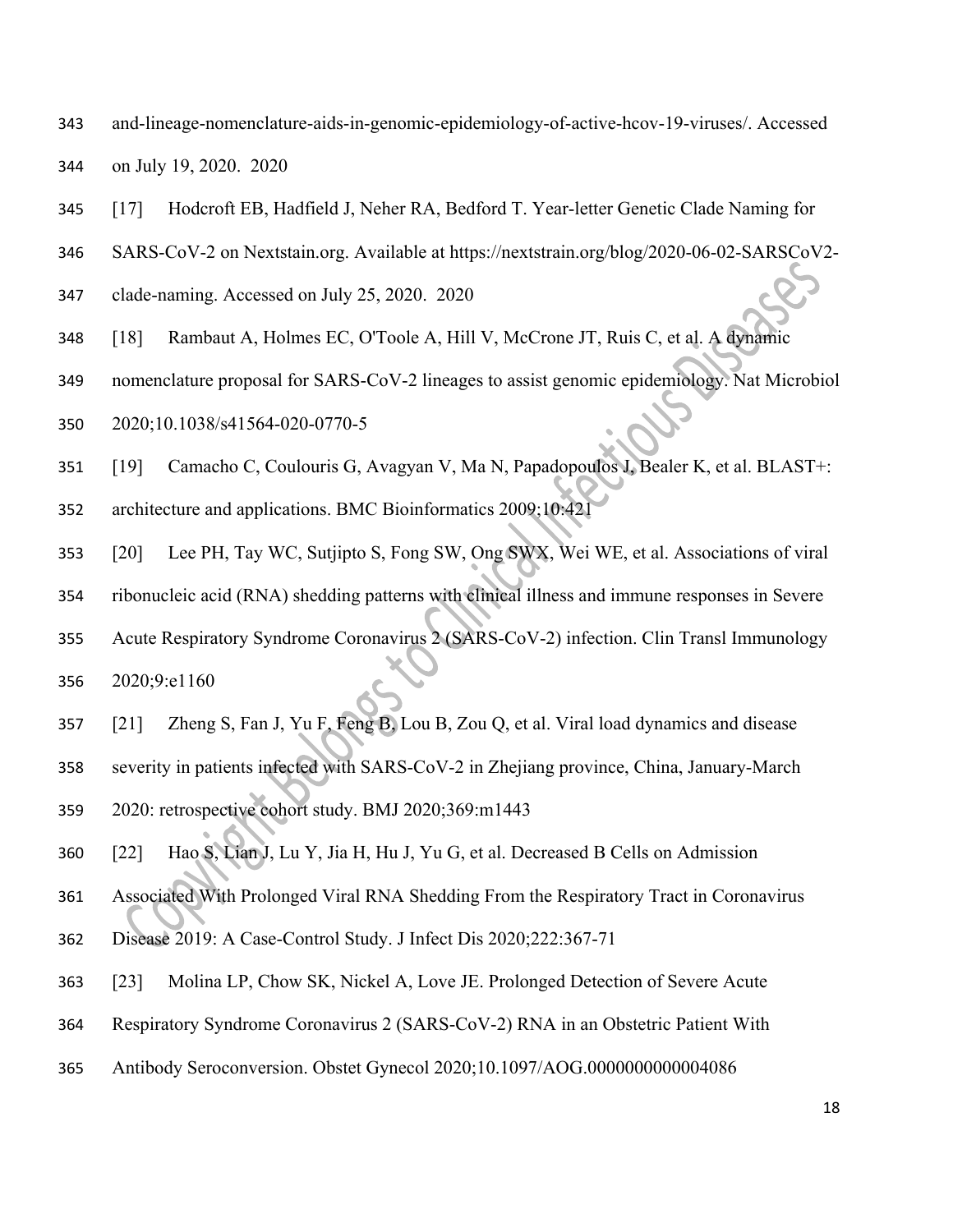and-lineage-nomenclature-aids-in-genomic-epidemiology-of-active-hcov-19-viruses/. Accessed on July 19, 2020. 2020

[17] Hodcroft EB, Hadfield J, Neher RA, Bedford T. Year-letter Genetic Clade Naming for SARS-CoV-2 on Nextstain.org. Available at https://nextstrain.org/blog/2020-06-02-SARSCoV2-clade-naming. Accessed on July 25, 2020. 2020

[18] Rambaut A, Holmes EC, O'Toole A, Hill V, McCrone JT, Ruis C, et al. A dynamic nomenclature proposal for SARS-CoV-2 lineages to assist genomic epidemiology. Nat Microbiol 2020;10.1038/s41564-020-0770-5

[19] Camacho C, Coulouris G, Avagyan V, Ma N, Papadopoulos J, Bealer K, et al. BLAST+: architecture and applications. BMC Bioinformatics 2009;10:421

[20] Lee PH, Tay WC, Sutjipto S, Fong SW, Ong SWX, Wei WE, et al. Associations of viral ribonucleic acid (RNA) shedding patterns with clinical illness and immune responses in Severe Acute Respiratory Syndrome Coronavirus 2 (SARS-CoV-2) infection. Clin Transl Immunology 2020;9:e1160

[21] Zheng S, Fan J, Yu F, Feng B, Lou B, Zou Q, et al. Viral load dynamics and disease severity in patients infected with SARS-CoV-2 in Zhejiang province, China, January-March 2020: retrospective cohort study. BMJ 2020;369:m1443

[22] Hao S, Lian J, Lu Y, Jia H, Hu J, Yu G, et al. Decreased B Cells on Admission Associated With Prolonged Viral RNA Shedding From the Respiratory Tract in Coronavirus Disease 2019: A Case-Control Study. J Infect Dis 2020;222:367-71

[23] Molina LP, Chow SK, Nickel A, Love JE. Prolonged Detection of Severe Acute Respiratory Syndrome Coronavirus 2 (SARS-CoV-2) RNA in an Obstetric Patient With Antibody Seroconversion. Obstet Gynecol 2020;10.1097/AOG.0000000000004086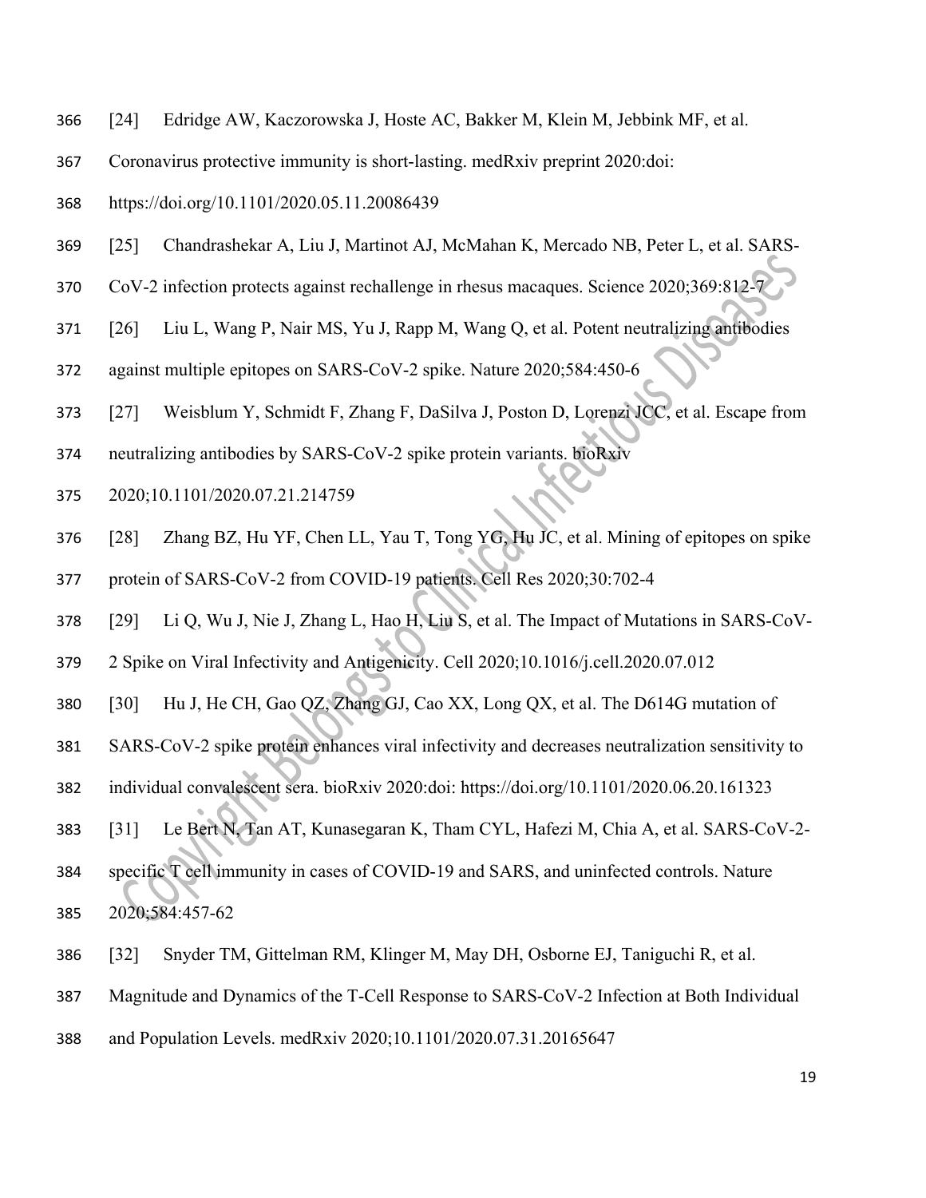[24] Edridge AW, Kaczorowska J, Hoste AC, Bakker M, Klein M, Jebbink MF, et al. Coronavirus protective immunity is short-lasting. medRxiv preprint 2020:doi: https://doi.org/10.1101/2020.05.11.20086439

[25] Chandrashekar A, Liu J, Martinot AJ, McMahan K, Mercado NB, Peter L, et al. SARS-CoV-2 infection protects against rechallenge in rhesus macaques. Science 2020;369:812-7

[26] Liu L, Wang P, Nair MS, Yu J, Rapp M, Wang Q, et al. Potent neutralizing antibodies against multiple epitopes on SARS-CoV-2 spike. Nature 2020;584:450-6

[27] Weisblum Y, Schmidt F, Zhang F, DaSilva J, Poston D, Lorenzi JCC, et al. Escape from neutralizing antibodies by SARS-CoV-2 spike protein variants. bioRxiv 2020;10.1101/2020.07.21.214759

[28] Zhang BZ, Hu YF, Chen LL, Yau T, Tong YG, Hu JC, et al. Mining of epitopes on spike protein of SARS-CoV-2 from COVID-19 patients. Cell Res 2020;30:702-4

[29] Li Q, Wu J, Nie J, Zhang L, Hao H, Liu S, et al. The Impact of Mutations in SARS-CoV-2 Spike on Viral Infectivity and Antigenicity. Cell 2020;10.1016/j.cell.2020.07.012

[30] Hu J, He CH, Gao QZ, Zhang GJ, Cao XX, Long QX, et al. The D614G mutation of SARS-CoV-2 spike protein enhances viral infectivity and decreases neutralization sensitivity to individual convalescent sera. bioRxiv 2020:doi: https://doi.org/10.1101/2020.06.20.161323

[31] Le Bert N, Tan AT, Kunasegaran K, Tham CYL, Hafezi M, Chia A, et al. SARS-CoV-2-specific T cell immunity in cases of COVID-19 and SARS, and uninfected controls. Nature 2020;584:457-62

[32] Snyder TM, Gittelman RM, Klinger M, May DH, Osborne EJ, Taniguchi R, et al. Magnitude and Dynamics of the T-Cell Response to SARS-CoV-2 Infection at Both Individual and Population Levels. medRxiv 2020;10.1101/2020.07.31.20165647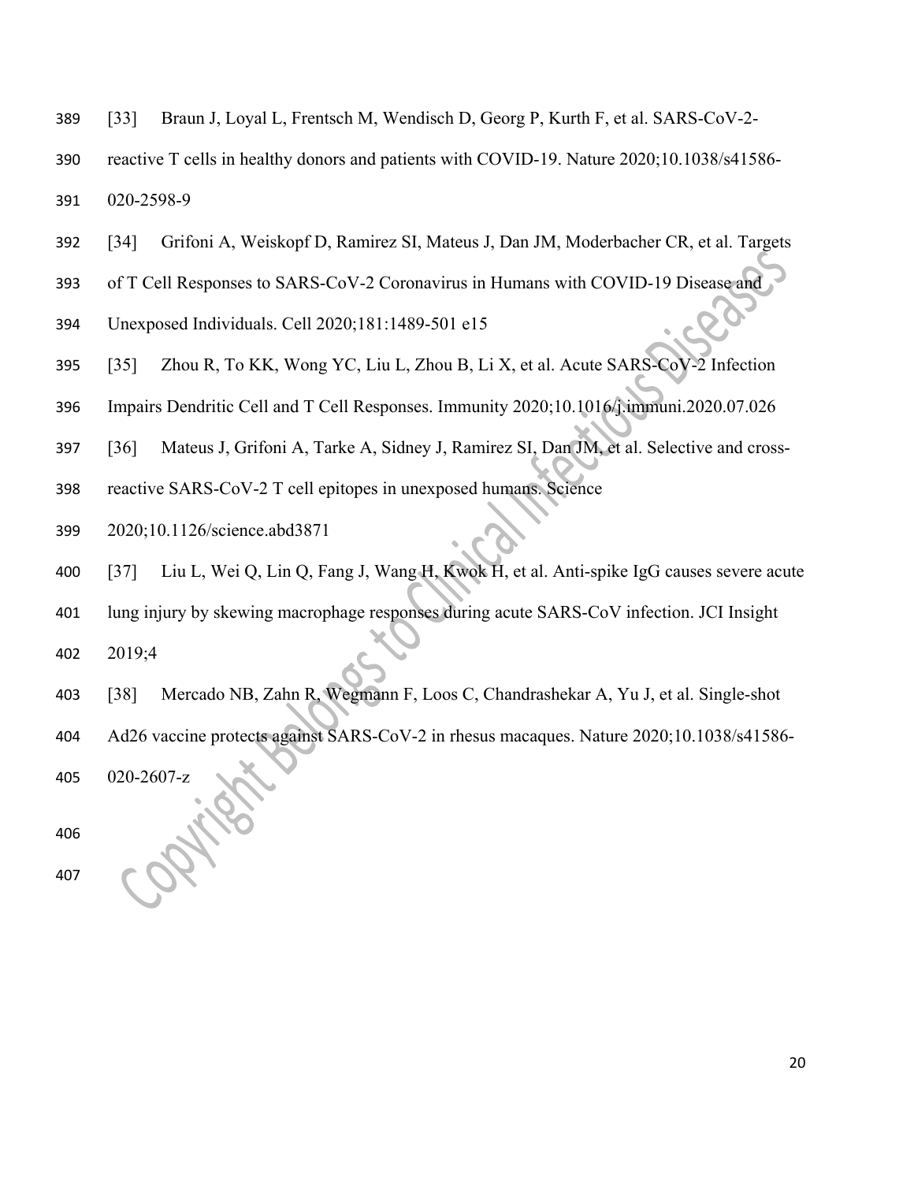[33] Braun J, Loyal L, Frentsch M, Wendisch D, Georg P, Kurth F, et al. SARS-CoV-2-reactive T cells in healthy donors and patients with COVID-19. Nature 2020;10.1038/s41586-020-2598-9

[34] Grifoni A, Weiskopf D, Ramirez SI, Mateus J, Dan JM, Moderbacher CR, et al. Targets of T Cell Responses to SARS-CoV-2 Coronavirus in Humans with COVID-19 Disease and Unexposed Individuals. Cell 2020;181:1489-501 e15

[35] Zhou R, To KK, Wong YC, Liu L, Zhou B, Li X, et al. Acute SARS-CoV-2 Infection Impairs Dendritic Cell and T Cell Responses. Immunity 2020;10.1016/j.immuni.2020.07.026

[36] Mateus J, Grifoni A, Tarke A, Sidney J, Ramirez SI, Dan JM, et al. Selective and cross-reactive SARS-CoV-2 T cell epitopes in unexposed humans. Science 2020;10.1126/science.abd3871

[37] Liu L, Wei Q, Lin Q, Fang J, Wang H, Kwok H, et al. Anti-spike IgG causes severe acute lung injury by skewing macrophage responses during acute SARS-CoV infection. JCI Insight 2019;4

[38] Mercado NB, Zahn R, Wegmann F, Loos C, Chandrashekar A, Yu J, et al. Single-shot Ad26 vaccine protects against SARS-CoV-2 in rhesus macaques. Nature 2020;10.1038/s41586-020-2607-z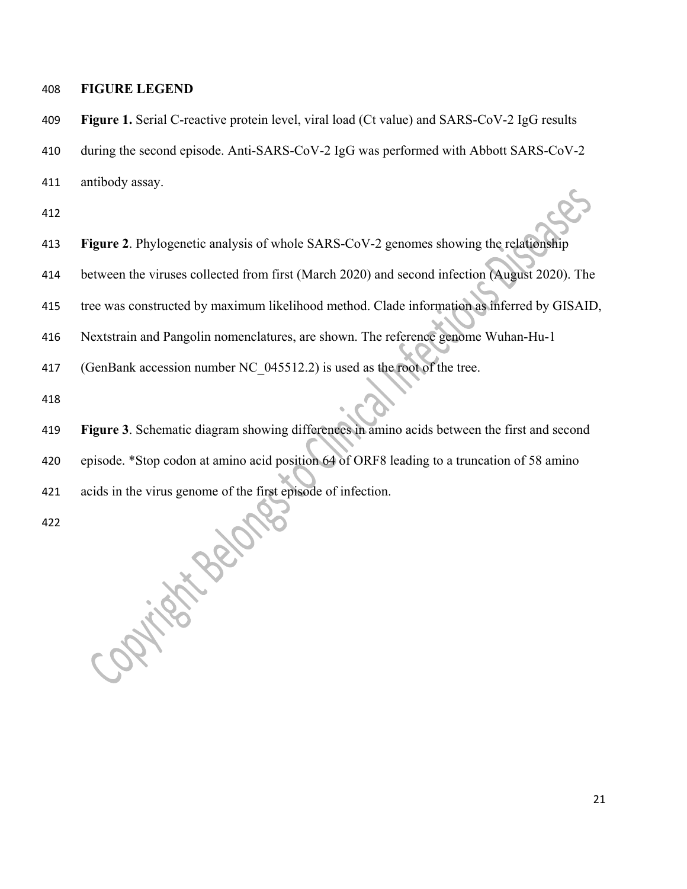**FIGURE LEGEND**

**Figure 1.** Serial C-reactive protein level, viral load (Ct value) and SARS-CoV-2 IgG results during the second episode. Anti-SARS-CoV-2 IgG was performed with Abbott SARS-CoV-2 antibody assay.

**Figure 2**. Phylogenetic analysis of whole SARS-CoV-2 genomes showing the relationship between the viruses collected from first (March 2020) and second infection (August 2020). The tree was constructed by maximum likelihood method. Clade information as inferred by GISAID, Nextstrain and Pangolin nomenclatures, are shown. The reference genome Wuhan-Hu-1 (GenBank accession number NC_045512.2) is used as the root of the tree.

**Figure 3**. Schematic diagram showing differences in amino acids between the first and second episode. *Stop codon at amino acid position 64 of ORF8 leading to a truncation of 58 amino acids in the virus genome of the first episode of infection.